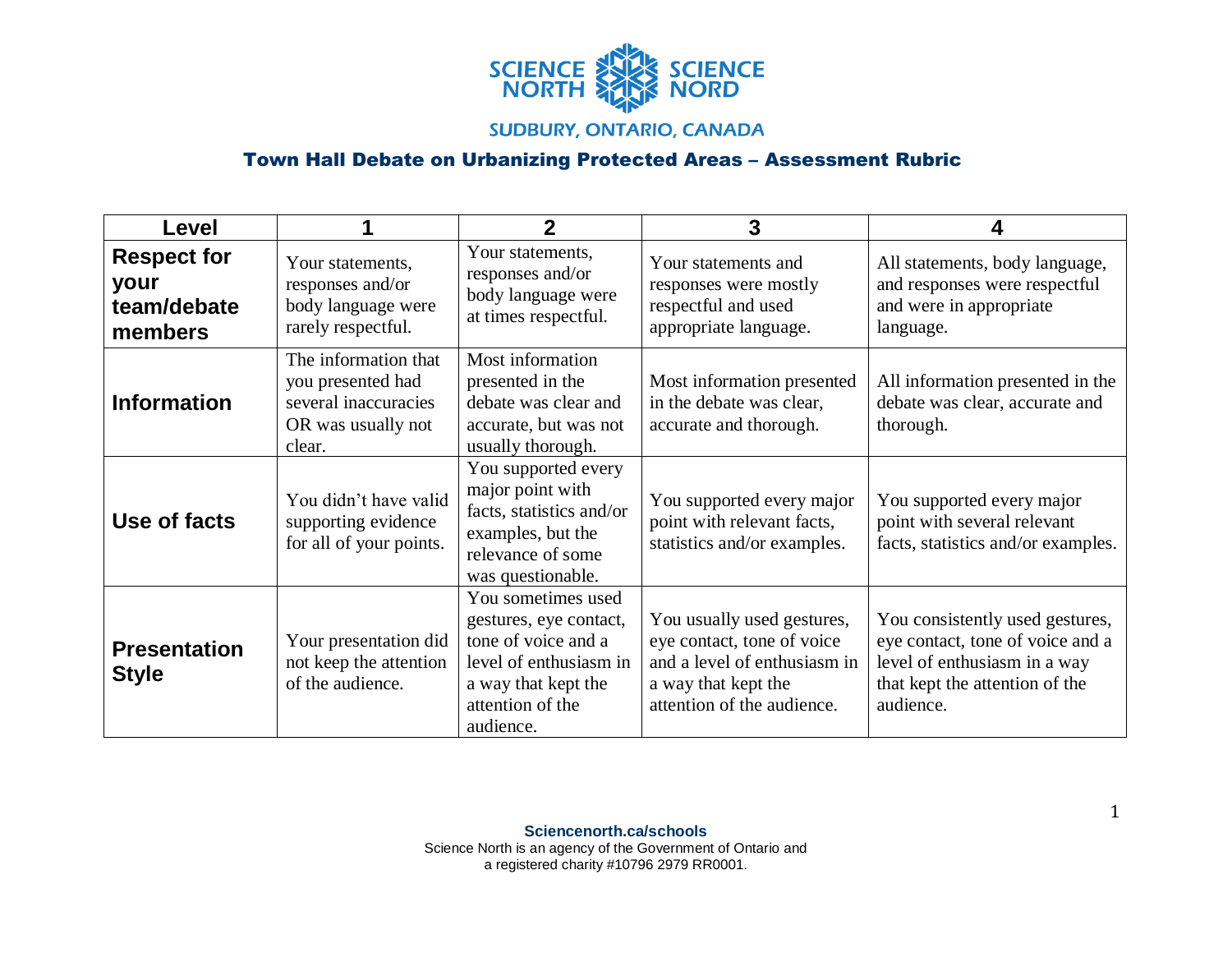SCIENCE NORTH SCIENCE NORD

SUDBURY, ONTARIO, CANADA

## Town Hall Debate on Urbanizing Protected Areas – Assessment Rubric

| Level | 1 | 2 | 3 | 4 |
|---|---|---|---|---|
| **Respect for your team/debate members** | Your statements, responses and/or body language were rarely respectful. | Your statements, responses and/or body language were at times respectful. | Your statements and responses were mostly respectful and used appropriate language. | All statements, body language, and responses were respectful and were in appropriate language. |
| **Information** | The information that you presented had several inaccuracies OR was usually not clear. | Most information presented in the debate was clear and accurate, but was not usually thorough. | Most information presented in the debate was clear, accurate and thorough. | All information presented in the debate was clear, accurate and thorough. |
| **Use of facts** | You didn't have valid supporting evidence for all of your points. | You supported every major point with facts, statistics and/or examples, but the relevance of some was questionable. | You supported every major point with relevant facts, statistics and/or examples. | You supported every major point with several relevant facts, statistics and/or examples. |
| **Presentation Style** | Your presentation did not keep the attention of the audience. | You sometimes used gestures, eye contact, tone of voice and a level of enthusiasm in a way that kept the attention of the audience. | You usually used gestures, eye contact, tone of voice and a level of enthusiasm in a way that kept the attention of the audience. | You consistently used gestures, eye contact, tone of voice and a level of enthusiasm in a way that kept the attention of the audience. |

**Sciencenorth.ca/schools**
Science North is an agency of the Government of Ontario and a registered charity #10796 2979 RR0001.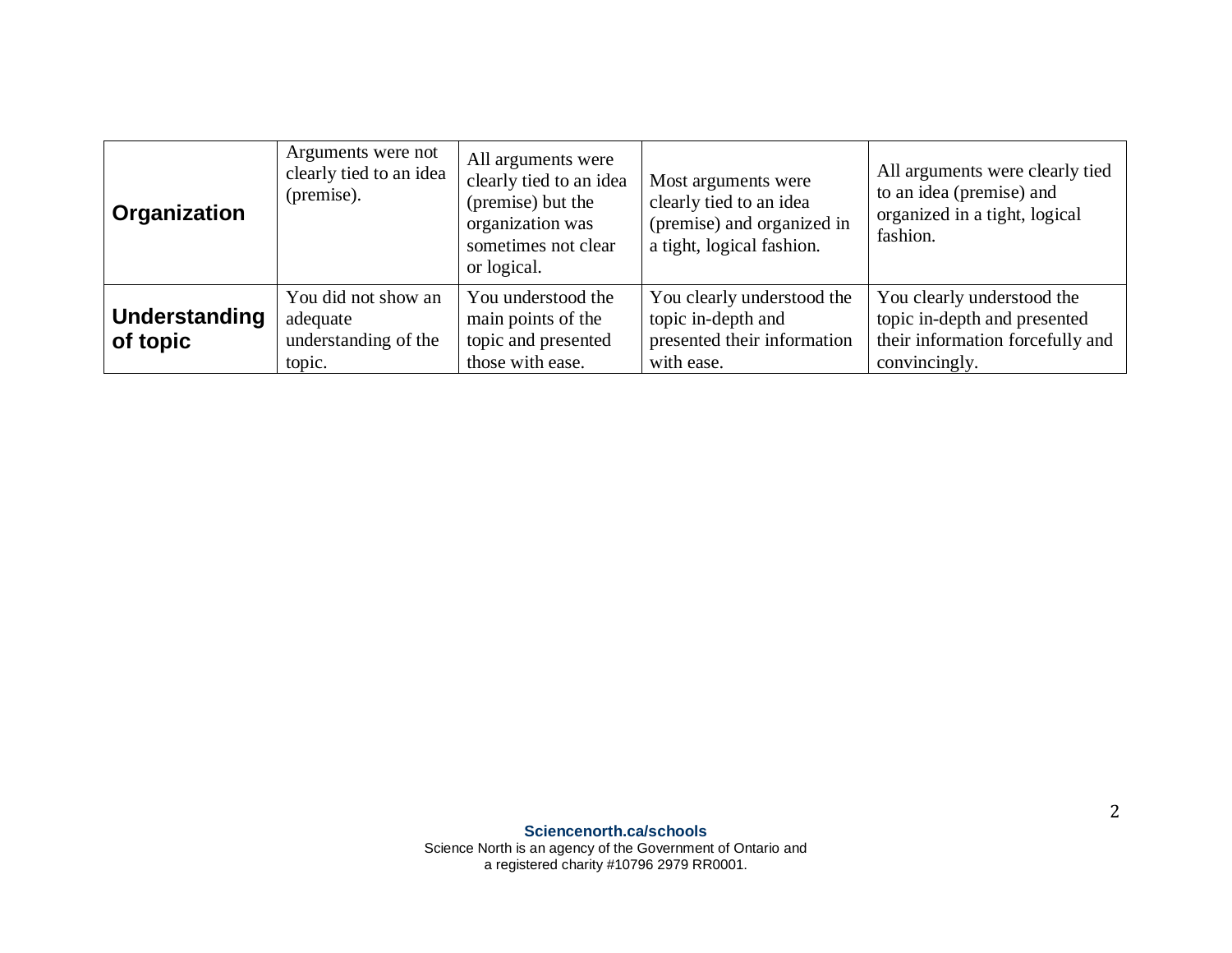| | | | | |
|---|---|---|---|---|
| **Organization** | Arguments were not clearly tied to an idea (premise). | All arguments were clearly tied to an idea (premise) but the organization was sometimes not clear or logical. | Most arguments were clearly tied to an idea (premise) and organized in a tight, logical fashion. | All arguments were clearly tied to an idea (premise) and organized in a tight, logical fashion. |
| **Understanding of topic** | You did not show an adequate understanding of the topic. | You understood the main points of the topic and presented those with ease. | You clearly understood the topic in-depth and presented their information with ease. | You clearly understood the topic in-depth and presented their information forcefully and convincingly. |

**Sciencenorth.ca/schools**
Science North is an agency of the Government of Ontario and
a registered charity #10796 2979 RR0001.